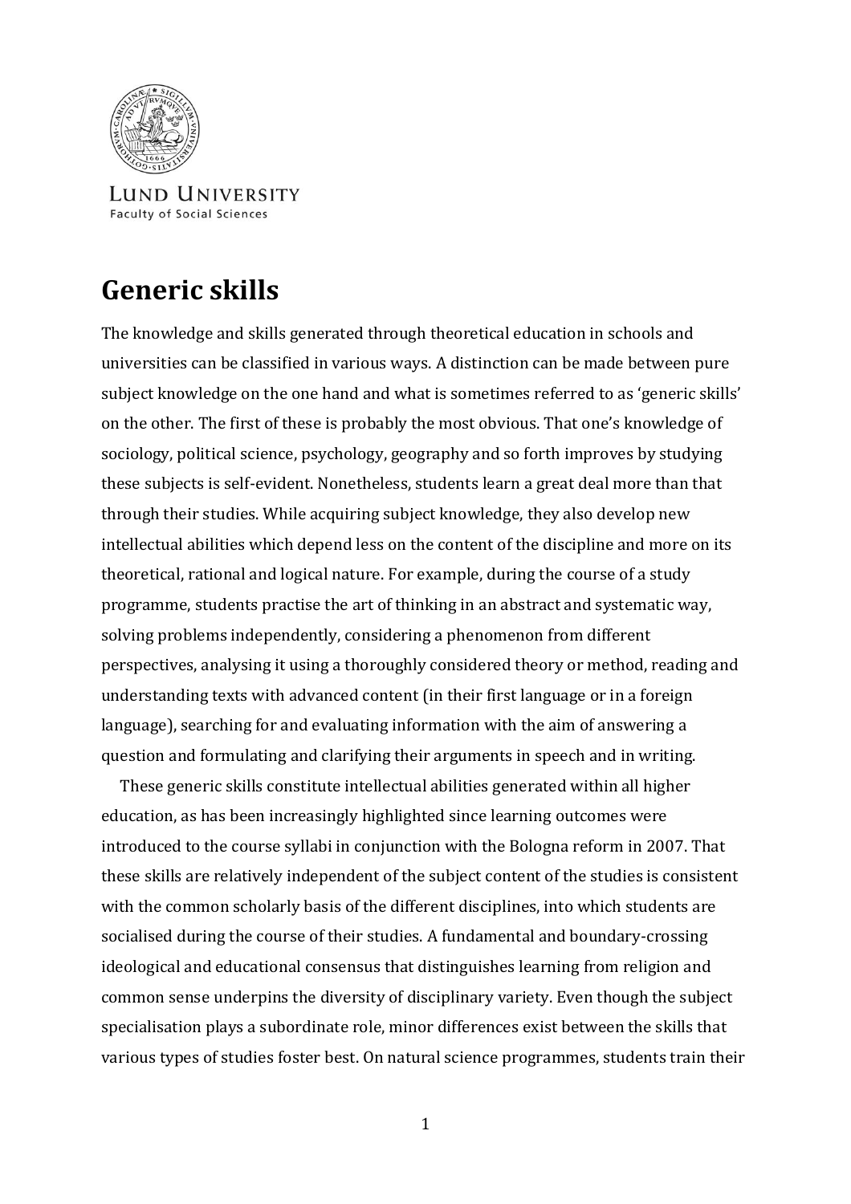LUND UNIVERSITY
Faculty of Social Sciences

# Generic skills

The knowledge and skills generated through theoretical education in schools and universities can be classified in various ways. A distinction can be made between pure subject knowledge on the one hand and what is sometimes referred to as 'generic skills' on the other. The first of these is probably the most obvious. That one's knowledge of sociology, political science, psychology, geography and so forth improves by studying these subjects is self-evident. Nonetheless, students learn a great deal more than that through their studies. While acquiring subject knowledge, they also develop new intellectual abilities which depend less on the content of the discipline and more on its theoretical, rational and logical nature. For example, during the course of a study programme, students practise the art of thinking in an abstract and systematic way, solving problems independently, considering a phenomenon from different perspectives, analysing it using a thoroughly considered theory or method, reading and understanding texts with advanced content (in their first language or in a foreign language), searching for and evaluating information with the aim of answering a question and formulating and clarifying their arguments in speech and in writing.

These generic skills constitute intellectual abilities generated within all higher education, as has been increasingly highlighted since learning outcomes were introduced to the course syllabi in conjunction with the Bologna reform in 2007. That these skills are relatively independent of the subject content of the studies is consistent with the common scholarly basis of the different disciplines, into which students are socialised during the course of their studies. A fundamental and boundary-crossing ideological and educational consensus that distinguishes learning from religion and common sense underpins the diversity of disciplinary variety. Even though the subject specialisation plays a subordinate role, minor differences exist between the skills that various types of studies foster best. On natural science programmes, students train their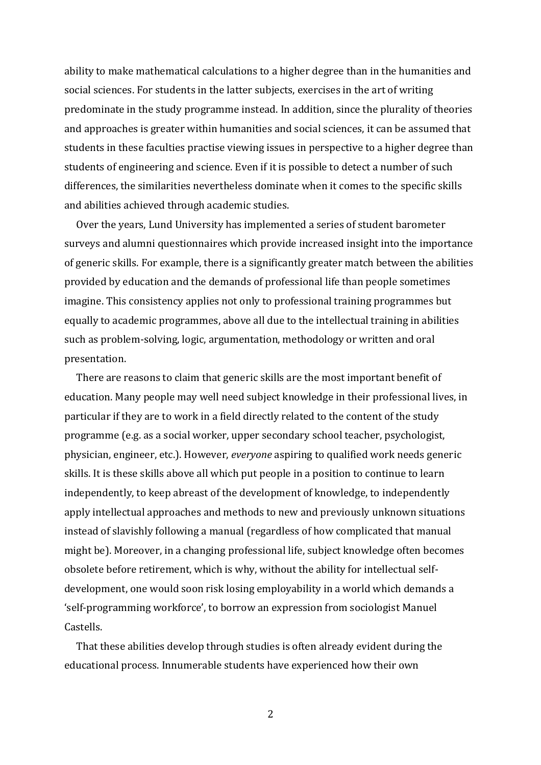ability to make mathematical calculations to a higher degree than in the humanities and social sciences. For students in the latter subjects, exercises in the art of writing predominate in the study programme instead. In addition, since the plurality of theories and approaches is greater within humanities and social sciences, it can be assumed that students in these faculties practise viewing issues in perspective to a higher degree than students of engineering and science. Even if it is possible to detect a number of such differences, the similarities nevertheless dominate when it comes to the specific skills and abilities achieved through academic studies.

Over the years, Lund University has implemented a series of student barometer surveys and alumni questionnaires which provide increased insight into the importance of generic skills. For example, there is a significantly greater match between the abilities provided by education and the demands of professional life than people sometimes imagine. This consistency applies not only to professional training programmes but equally to academic programmes, above all due to the intellectual training in abilities such as problem-solving, logic, argumentation, methodology or written and oral presentation.

There are reasons to claim that generic skills are the most important benefit of education. Many people may well need subject knowledge in their professional lives, in particular if they are to work in a field directly related to the content of the study programme (e.g. as a social worker, upper secondary school teacher, psychologist, physician, engineer, etc.). However, *everyone* aspiring to qualified work needs generic skills. It is these skills above all which put people in a position to continue to learn independently, to keep abreast of the development of knowledge, to independently apply intellectual approaches and methods to new and previously unknown situations instead of slavishly following a manual (regardless of how complicated that manual might be). Moreover, in a changing professional life, subject knowledge often becomes obsolete before retirement, which is why, without the ability for intellectual self-development, one would soon risk losing employability in a world which demands a 'self-programming workforce', to borrow an expression from sociologist Manuel Castells.

That these abilities develop through studies is often already evident during the educational process. Innumerable students have experienced how their own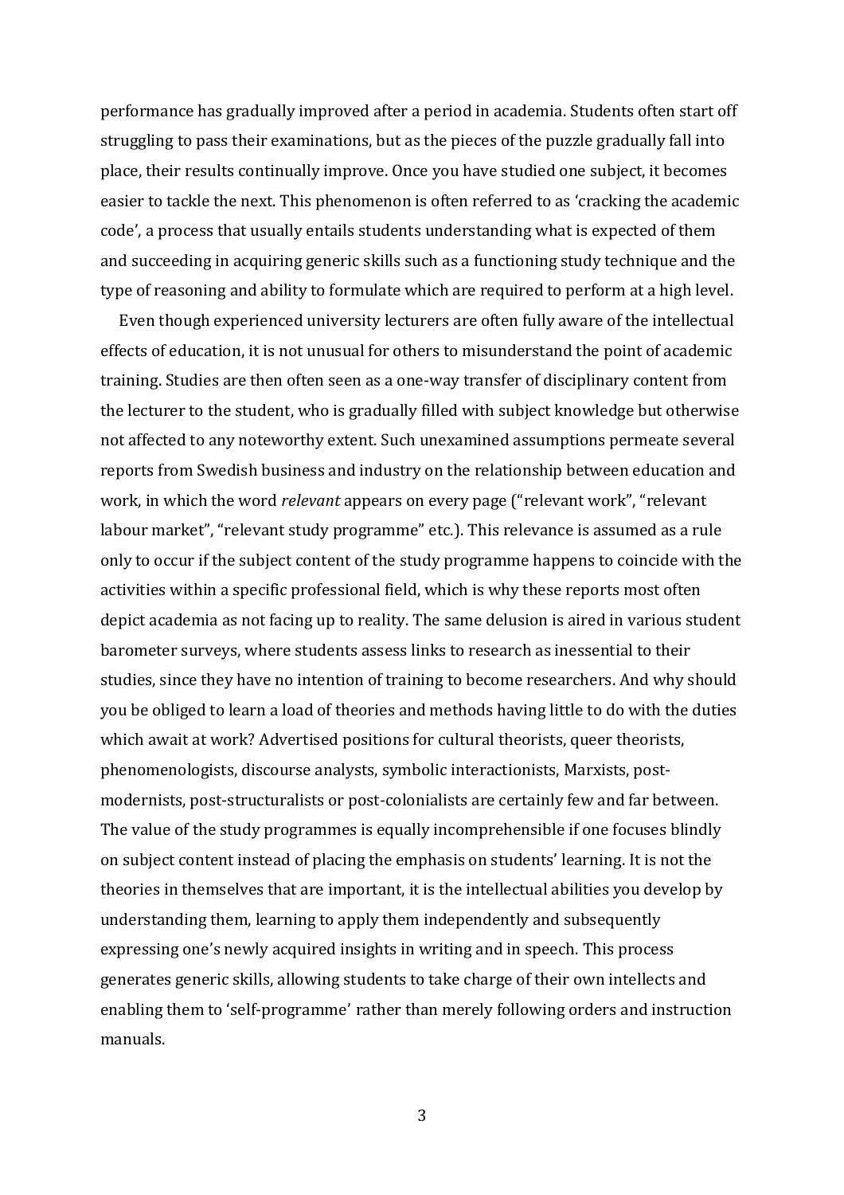performance has gradually improved after a period in academia. Students often start off struggling to pass their examinations, but as the pieces of the puzzle gradually fall into place, their results continually improve. Once you have studied one subject, it becomes easier to tackle the next. This phenomenon is often referred to as 'cracking the academic code', a process that usually entails students understanding what is expected of them and succeeding in acquiring generic skills such as a functioning study technique and the type of reasoning and ability to formulate which are required to perform at a high level.

Even though experienced university lecturers are often fully aware of the intellectual effects of education, it is not unusual for others to misunderstand the point of academic training. Studies are then often seen as a one-way transfer of disciplinary content from the lecturer to the student, who is gradually filled with subject knowledge but otherwise not affected to any noteworthy extent. Such unexamined assumptions permeate several reports from Swedish business and industry on the relationship between education and work, in which the word *relevant* appears on every page ("relevant work", "relevant labour market", "relevant study programme" etc.). This relevance is assumed as a rule only to occur if the subject content of the study programme happens to coincide with the activities within a specific professional field, which is why these reports most often depict academia as not facing up to reality. The same delusion is aired in various student barometer surveys, where students assess links to research as inessential to their studies, since they have no intention of training to become researchers. And why should you be obliged to learn a load of theories and methods having little to do with the duties which await at work? Advertised positions for cultural theorists, queer theorists, phenomenologists, discourse analysts, symbolic interactionists, Marxists, post-modernists, post-structuralists or post-colonialists are certainly few and far between. The value of the study programmes is equally incomprehensible if one focuses blindly on subject content instead of placing the emphasis on students' learning. It is not the theories in themselves that are important, it is the intellectual abilities you develop by understanding them, learning to apply them independently and subsequently expressing one's newly acquired insights in writing and in speech. This process generates generic skills, allowing students to take charge of their own intellects and enabling them to 'self-programme' rather than merely following orders and instruction manuals.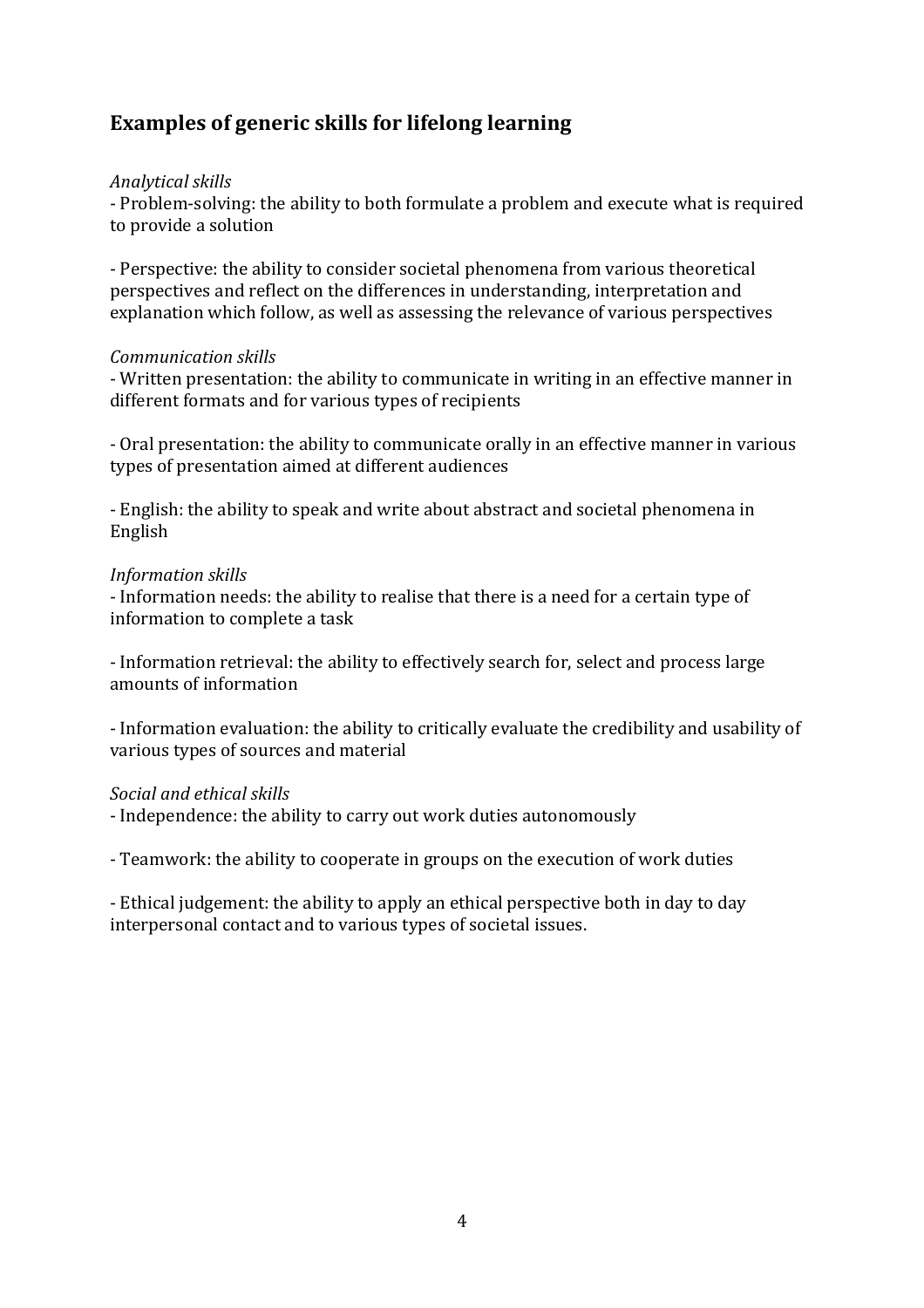## Examples of generic skills for lifelong learning

*Analytical skills*

- Problem-solving: the ability to both formulate a problem and execute what is required to provide a solution

- Perspective: the ability to consider societal phenomena from various theoretical perspectives and reflect on the differences in understanding, interpretation and explanation which follow, as well as assessing the relevance of various perspectives

*Communication skills*

- Written presentation: the ability to communicate in writing in an effective manner in different formats and for various types of recipients

- Oral presentation: the ability to communicate orally in an effective manner in various types of presentation aimed at different audiences

- English: the ability to speak and write about abstract and societal phenomena in English

*Information skills*

- Information needs: the ability to realise that there is a need for a certain type of information to complete a task

- Information retrieval: the ability to effectively search for, select and process large amounts of information

- Information evaluation: the ability to critically evaluate the credibility and usability of various types of sources and material

*Social and ethical skills*

- Independence: the ability to carry out work duties autonomously

- Teamwork: the ability to cooperate in groups on the execution of work duties

- Ethical judgement: the ability to apply an ethical perspective both in day to day interpersonal contact and to various types of societal issues.